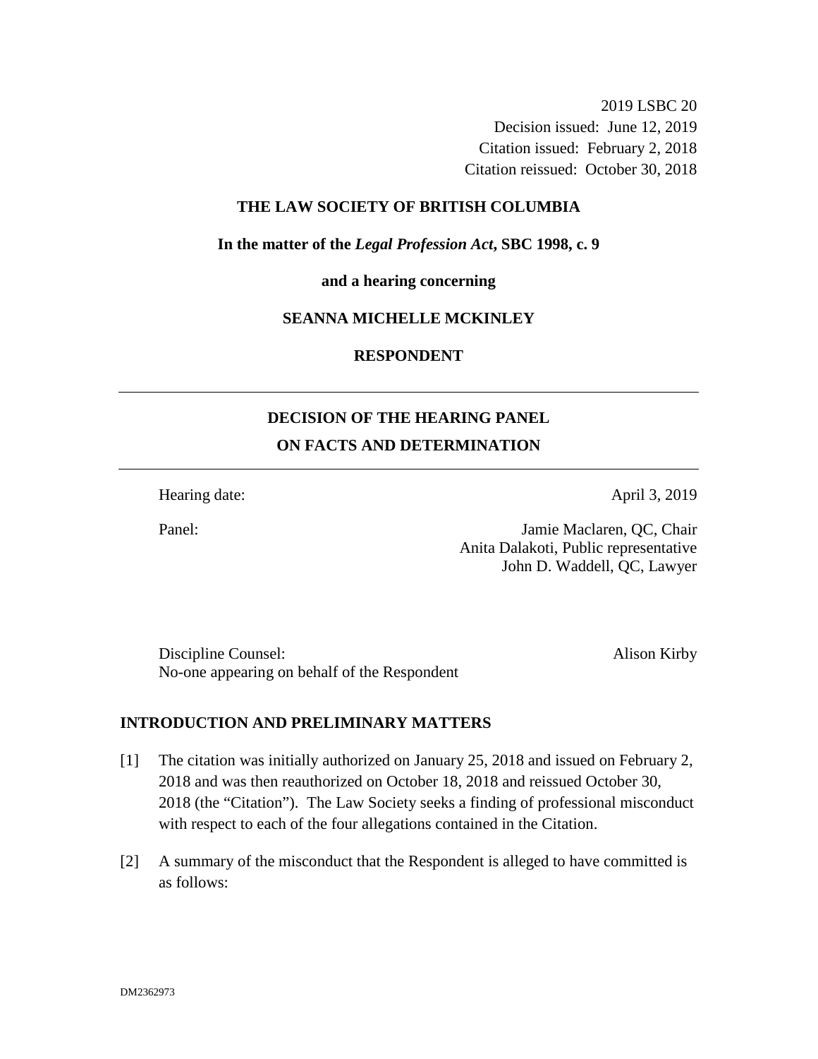2019 LSBC 20
Decision issued: June 12, 2019
Citation issued: February 2, 2018
Citation reissued: October 30, 2018

**THE LAW SOCIETY OF BRITISH COLUMBIA**

**In the matter of the *Legal Profession Act*, SBC 1998, c. 9**

**and a hearing concerning**

**SEANNA MICHELLE MCKINLEY**

**RESPONDENT**

---

## DECISION OF THE HEARING PANEL ON FACTS AND DETERMINATION

---

Hearing date: April 3, 2019

Panel: Jamie Maclaren, QC, Chair
Anita Dalakoti, Public representative
John D. Waddell, QC, Lawyer

Discipline Counsel: Alison Kirby
No-one appearing on behalf of the Respondent

## INTRODUCTION AND PRELIMINARY MATTERS

[1] The citation was initially authorized on January 25, 2018 and issued on February 2, 2018 and was then reauthorized on October 18, 2018 and reissued October 30, 2018 (the "Citation"). The Law Society seeks a finding of professional misconduct with respect to each of the four allegations contained in the Citation.

[2] A summary of the misconduct that the Respondent is alleged to have committed is as follows:

DM2362973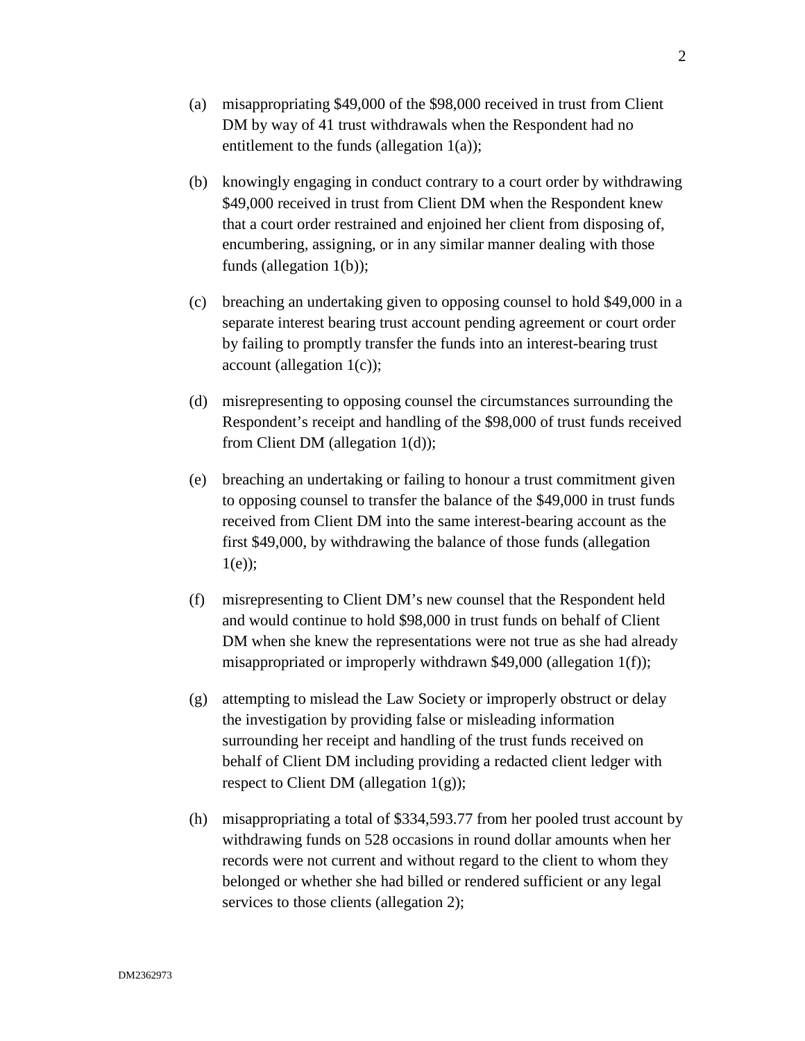(a) misappropriating $49,000 of the $98,000 received in trust from Client DM by way of 41 trust withdrawals when the Respondent had no entitlement to the funds (allegation 1(a));

(b) knowingly engaging in conduct contrary to a court order by withdrawing $49,000 received in trust from Client DM when the Respondent knew that a court order restrained and enjoined her client from disposing of, encumbering, assigning, or in any similar manner dealing with those funds (allegation 1(b));

(c) breaching an undertaking given to opposing counsel to hold $49,000 in a separate interest bearing trust account pending agreement or court order by failing to promptly transfer the funds into an interest-bearing trust account (allegation 1(c));

(d) misrepresenting to opposing counsel the circumstances surrounding the Respondent's receipt and handling of the $98,000 of trust funds received from Client DM (allegation 1(d));

(e) breaching an undertaking or failing to honour a trust commitment given to opposing counsel to transfer the balance of the $49,000 in trust funds received from Client DM into the same interest-bearing account as the first $49,000, by withdrawing the balance of those funds (allegation 1(e));

(f) misrepresenting to Client DM's new counsel that the Respondent held and would continue to hold $98,000 in trust funds on behalf of Client DM when she knew the representations were not true as she had already misappropriated or improperly withdrawn $49,000 (allegation 1(f));

(g) attempting to mislead the Law Society or improperly obstruct or delay the investigation by providing false or misleading information surrounding her receipt and handling of the trust funds received on behalf of Client DM including providing a redacted client ledger with respect to Client DM (allegation 1(g));

(h) misappropriating a total of $334,593.77 from her pooled trust account by withdrawing funds on 528 occasions in round dollar amounts when her records were not current and without regard to the client to whom they belonged or whether she had billed or rendered sufficient or any legal services to those clients (allegation 2);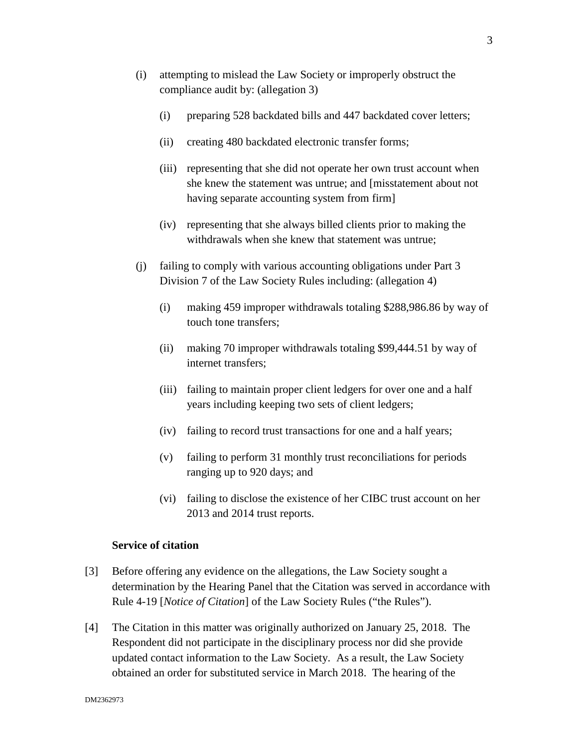(i) attempting to mislead the Law Society or improperly obstruct the compliance audit by: (allegation 3)

   (i) preparing 528 backdated bills and 447 backdated cover letters;

   (ii) creating 480 backdated electronic transfer forms;

   (iii) representing that she did not operate her own trust account when she knew the statement was untrue; and [misstatement about not having separate accounting system from firm]

   (iv) representing that she always billed clients prior to making the withdrawals when she knew that statement was untrue;

(j) failing to comply with various accounting obligations under Part 3 Division 7 of the Law Society Rules including: (allegation 4)

   (i) making 459 improper withdrawals totaling $288,986.86 by way of touch tone transfers;

   (ii) making 70 improper withdrawals totaling $99,444.51 by way of internet transfers;

   (iii) failing to maintain proper client ledgers for over one and a half years including keeping two sets of client ledgers;

   (iv) failing to record trust transactions for one and a half years;

   (v) failing to perform 31 monthly trust reconciliations for periods ranging up to 920 days; and

   (vi) failing to disclose the existence of her CIBC trust account on her 2013 and 2014 trust reports.

**Service of citation**

[3] Before offering any evidence on the allegations, the Law Society sought a determination by the Hearing Panel that the Citation was served in accordance with Rule 4-19 [*Notice of Citation*] of the Law Society Rules ("the Rules").

[4] The Citation in this matter was originally authorized on January 25, 2018. The Respondent did not participate in the disciplinary process nor did she provide updated contact information to the Law Society. As a result, the Law Society obtained an order for substituted service in March 2018. The hearing of the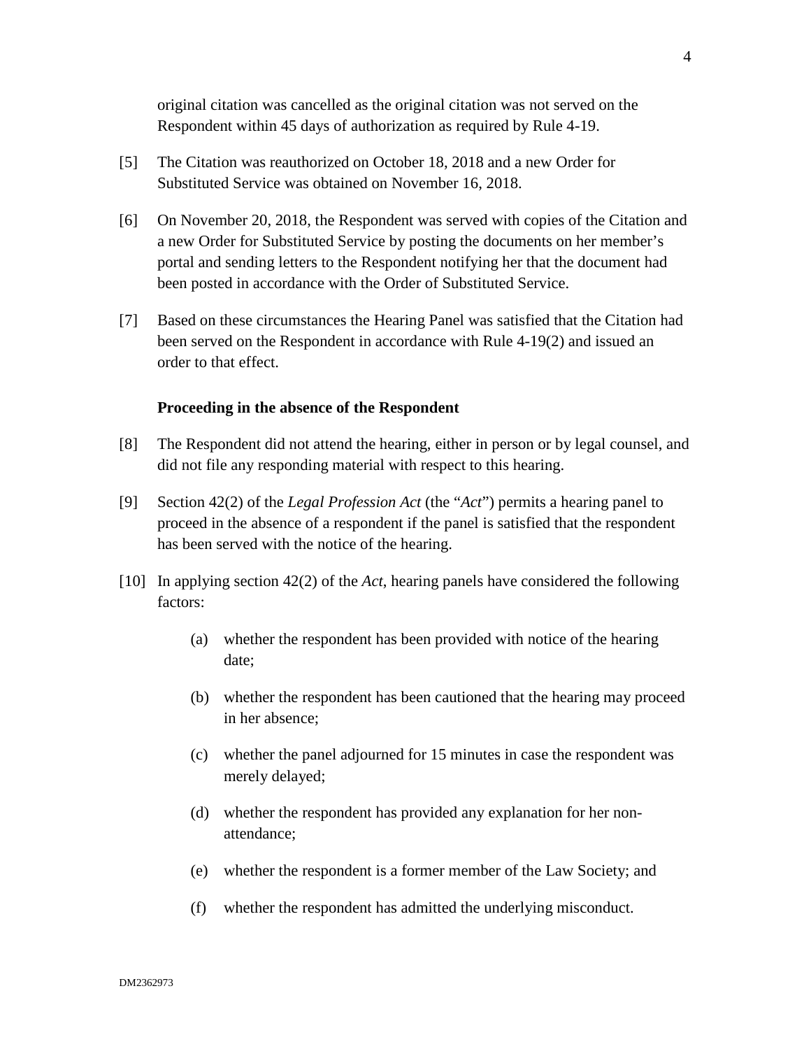original citation was cancelled as the original citation was not served on the Respondent within 45 days of authorization as required by Rule 4-19.

[5] The Citation was reauthorized on October 18, 2018 and a new Order for Substituted Service was obtained on November 16, 2018.

[6] On November 20, 2018, the Respondent was served with copies of the Citation and a new Order for Substituted Service by posting the documents on her member's portal and sending letters to the Respondent notifying her that the document had been posted in accordance with the Order of Substituted Service.

[7] Based on these circumstances the Hearing Panel was satisfied that the Citation had been served on the Respondent in accordance with Rule 4-19(2) and issued an order to that effect.

### Proceeding in the absence of the Respondent

[8] The Respondent did not attend the hearing, either in person or by legal counsel, and did not file any responding material with respect to this hearing.

[9] Section 42(2) of the *Legal Profession Act* (the "*Act*") permits a hearing panel to proceed in the absence of a respondent if the panel is satisfied that the respondent has been served with the notice of the hearing.

[10] In applying section 42(2) of the *Act*, hearing panels have considered the following factors:

(a) whether the respondent has been provided with notice of the hearing date;

(b) whether the respondent has been cautioned that the hearing may proceed in her absence;

(c) whether the panel adjourned for 15 minutes in case the respondent was merely delayed;

(d) whether the respondent has provided any explanation for her non-attendance;

(e) whether the respondent is a former member of the Law Society; and

(f) whether the respondent has admitted the underlying misconduct.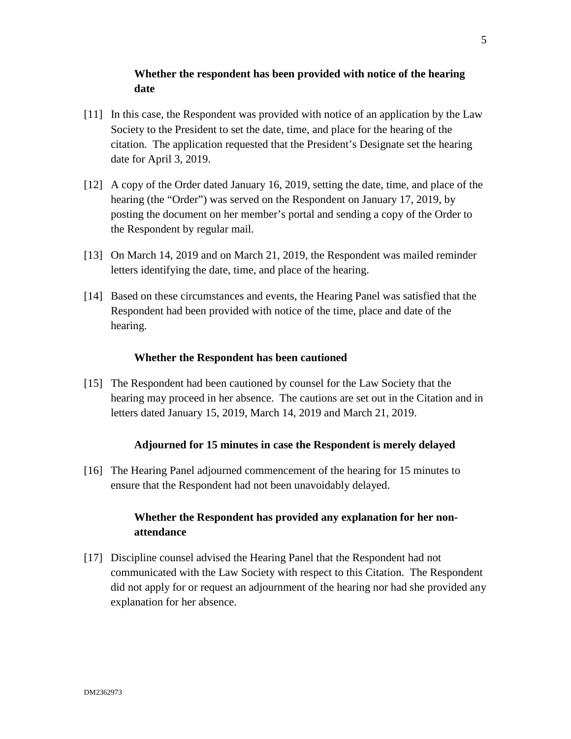### Whether the respondent has been provided with notice of the hearing date

[11] In this case, the Respondent was provided with notice of an application by the Law Society to the President to set the date, time, and place for the hearing of the citation. The application requested that the President's Designate set the hearing date for April 3, 2019.

[12] A copy of the Order dated January 16, 2019, setting the date, time, and place of the hearing (the "Order") was served on the Respondent on January 17, 2019, by posting the document on her member's portal and sending a copy of the Order to the Respondent by regular mail.

[13] On March 14, 2019 and on March 21, 2019, the Respondent was mailed reminder letters identifying the date, time, and place of the hearing.

[14] Based on these circumstances and events, the Hearing Panel was satisfied that the Respondent had been provided with notice of the time, place and date of the hearing.

### Whether the Respondent has been cautioned

[15] The Respondent had been cautioned by counsel for the Law Society that the hearing may proceed in her absence. The cautions are set out in the Citation and in letters dated January 15, 2019, March 14, 2019 and March 21, 2019.

### Adjourned for 15 minutes in case the Respondent is merely delayed

[16] The Hearing Panel adjourned commencement of the hearing for 15 minutes to ensure that the Respondent had not been unavoidably delayed.

### Whether the Respondent has provided any explanation for her non-attendance

[17] Discipline counsel advised the Hearing Panel that the Respondent had not communicated with the Law Society with respect to this Citation. The Respondent did not apply for or request an adjournment of the hearing nor had she provided any explanation for her absence.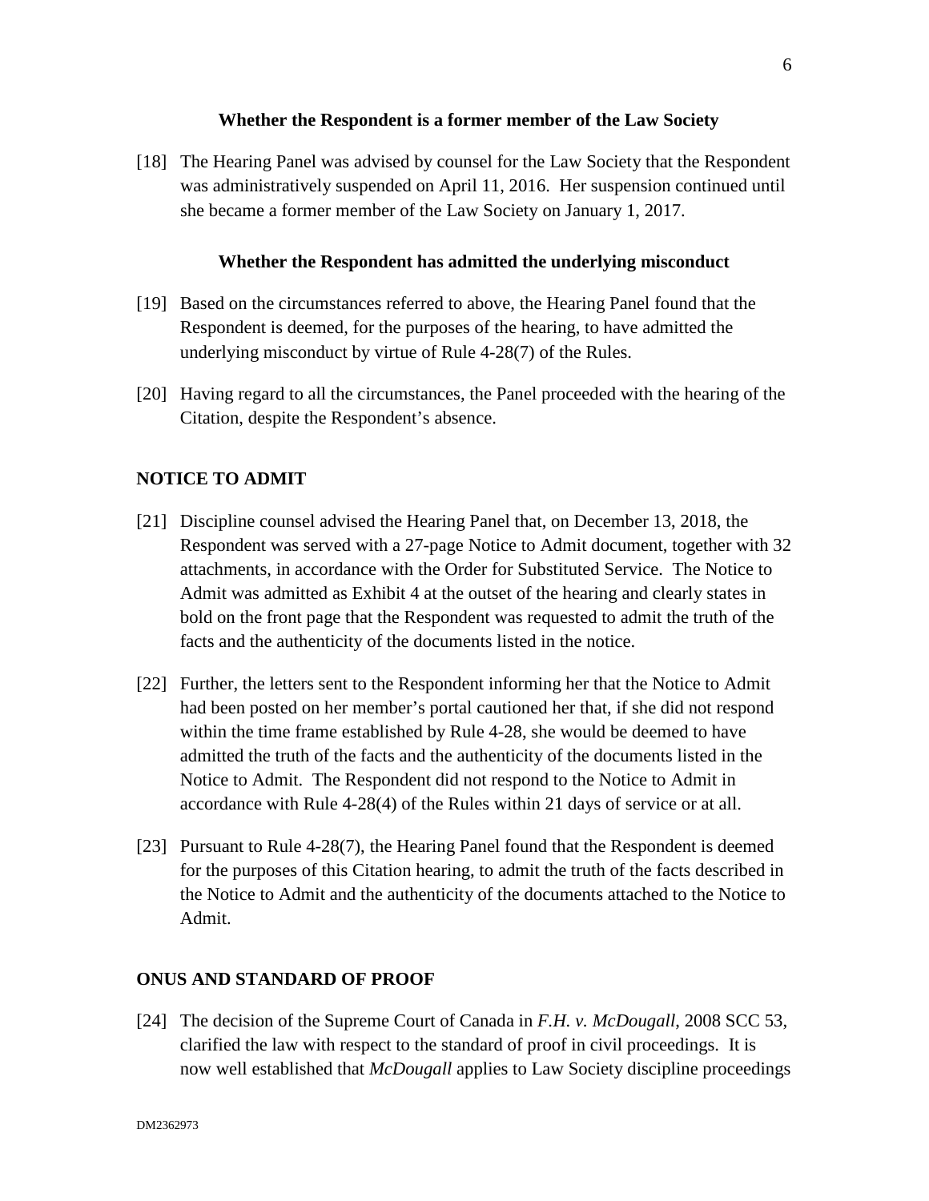### Whether the Respondent is a former member of the Law Society

[18] The Hearing Panel was advised by counsel for the Law Society that the Respondent was administratively suspended on April 11, 2016. Her suspension continued until she became a former member of the Law Society on January 1, 2017.

### Whether the Respondent has admitted the underlying misconduct

[19] Based on the circumstances referred to above, the Hearing Panel found that the Respondent is deemed, for the purposes of the hearing, to have admitted the underlying misconduct by virtue of Rule 4-28(7) of the Rules.

[20] Having regard to all the circumstances, the Panel proceeded with the hearing of the Citation, despite the Respondent's absence.

## NOTICE TO ADMIT

[21] Discipline counsel advised the Hearing Panel that, on December 13, 2018, the Respondent was served with a 27-page Notice to Admit document, together with 32 attachments, in accordance with the Order for Substituted Service. The Notice to Admit was admitted as Exhibit 4 at the outset of the hearing and clearly states in bold on the front page that the Respondent was requested to admit the truth of the facts and the authenticity of the documents listed in the notice.

[22] Further, the letters sent to the Respondent informing her that the Notice to Admit had been posted on her member's portal cautioned her that, if she did not respond within the time frame established by Rule 4-28, she would be deemed to have admitted the truth of the facts and the authenticity of the documents listed in the Notice to Admit. The Respondent did not respond to the Notice to Admit in accordance with Rule 4-28(4) of the Rules within 21 days of service or at all.

[23] Pursuant to Rule 4-28(7), the Hearing Panel found that the Respondent is deemed for the purposes of this Citation hearing, to admit the truth of the facts described in the Notice to Admit and the authenticity of the documents attached to the Notice to Admit.

## ONUS AND STANDARD OF PROOF

[24] The decision of the Supreme Court of Canada in *F.H. v. McDougall*, 2008 SCC 53, clarified the law with respect to the standard of proof in civil proceedings. It is now well established that *McDougall* applies to Law Society discipline proceedings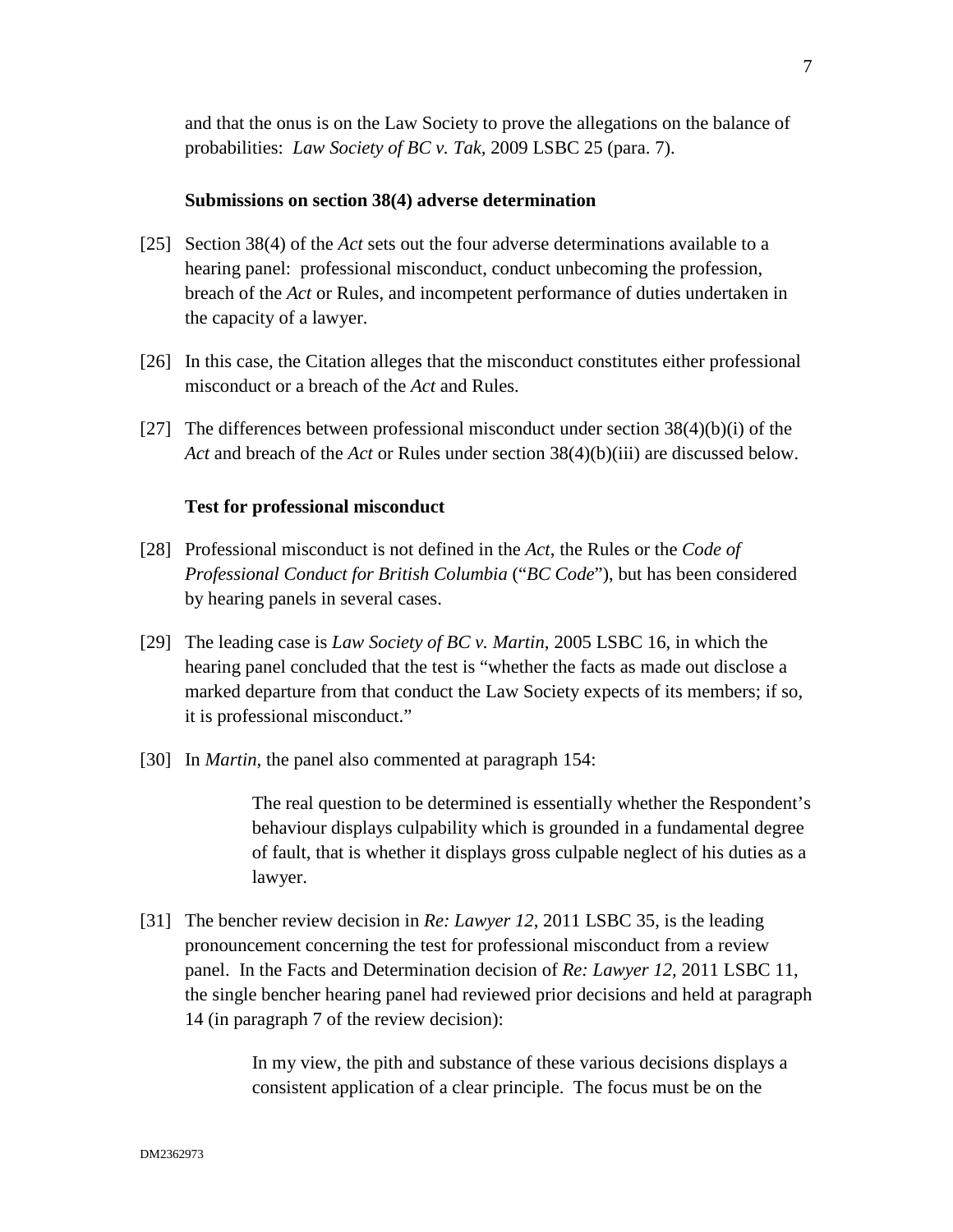and that the onus is on the Law Society to prove the allegations on the balance of probabilities: *Law Society of BC v. Tak*, 2009 LSBC 25 (para. 7).

**Submissions on section 38(4) adverse determination**

[25] Section 38(4) of the *Act* sets out the four adverse determinations available to a hearing panel: professional misconduct, conduct unbecoming the profession, breach of the *Act* or Rules, and incompetent performance of duties undertaken in the capacity of a lawyer.

[26] In this case, the Citation alleges that the misconduct constitutes either professional misconduct or a breach of the *Act* and Rules.

[27] The differences between professional misconduct under section 38(4)(b)(i) of the *Act* and breach of the *Act* or Rules under section 38(4)(b)(iii) are discussed below.

**Test for professional misconduct**

[28] Professional misconduct is not defined in the *Act*, the Rules or the *Code of Professional Conduct for British Columbia* ("*BC Code*"), but has been considered by hearing panels in several cases.

[29] The leading case is *Law Society of BC v. Martin*, 2005 LSBC 16, in which the hearing panel concluded that the test is "whether the facts as made out disclose a marked departure from that conduct the Law Society expects of its members; if so, it is professional misconduct."

[30] In *Martin*, the panel also commented at paragraph 154:

> The real question to be determined is essentially whether the Respondent's behaviour displays culpability which is grounded in a fundamental degree of fault, that is whether it displays gross culpable neglect of his duties as a lawyer.

[31] The bencher review decision in *Re: Lawyer 12*, 2011 LSBC 35, is the leading pronouncement concerning the test for professional misconduct from a review panel. In the Facts and Determination decision of *Re: Lawyer 12*, 2011 LSBC 11, the single bencher hearing panel had reviewed prior decisions and held at paragraph 14 (in paragraph 7 of the review decision):

> In my view, the pith and substance of these various decisions displays a consistent application of a clear principle. The focus must be on the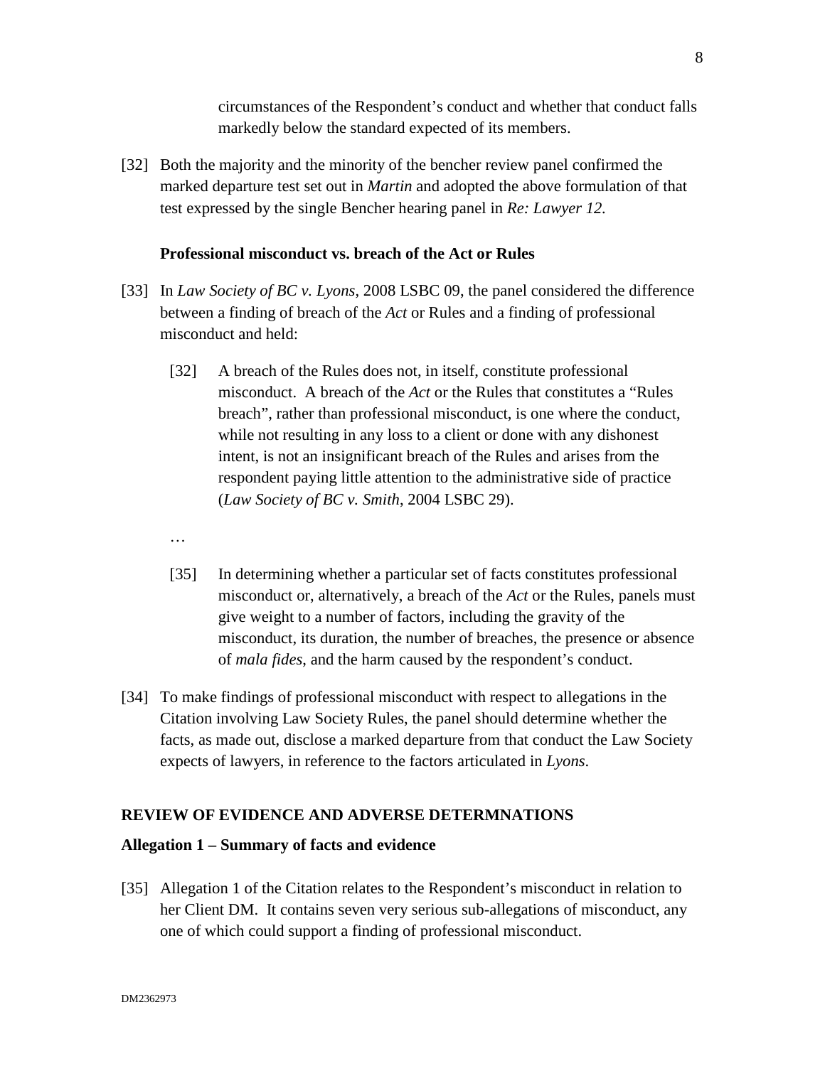circumstances of the Respondent's conduct and whether that conduct falls markedly below the standard expected of its members.

[32] Both the majority and the minority of the bencher review panel confirmed the marked departure test set out in *Martin* and adopted the above formulation of that test expressed by the single Bencher hearing panel in *Re: Lawyer 12*.

### Professional misconduct vs. breach of the Act or Rules

[33] In *Law Society of BC v. Lyons*, 2008 LSBC 09, the panel considered the difference between a finding of breach of the *Act* or Rules and a finding of professional misconduct and held:

> [32] A breach of the Rules does not, in itself, constitute professional misconduct. A breach of the *Act* or the Rules that constitutes a "Rules breach", rather than professional misconduct, is one where the conduct, while not resulting in any loss to a client or done with any dishonest intent, is not an insignificant breach of the Rules and arises from the respondent paying little attention to the administrative side of practice (*Law Society of BC v. Smith*, 2004 LSBC 29).
>
> …
>
> [35] In determining whether a particular set of facts constitutes professional misconduct or, alternatively, a breach of the *Act* or the Rules, panels must give weight to a number of factors, including the gravity of the misconduct, its duration, the number of breaches, the presence or absence of *mala fides*, and the harm caused by the respondent's conduct.

[34] To make findings of professional misconduct with respect to allegations in the Citation involving Law Society Rules, the panel should determine whether the facts, as made out, disclose a marked departure from that conduct the Law Society expects of lawyers, in reference to the factors articulated in *Lyons*.

## REVIEW OF EVIDENCE AND ADVERSE DETERMNATIONS

### Allegation 1 – Summary of facts and evidence

[35] Allegation 1 of the Citation relates to the Respondent's misconduct in relation to her Client DM. It contains seven very serious sub-allegations of misconduct, any one of which could support a finding of professional misconduct.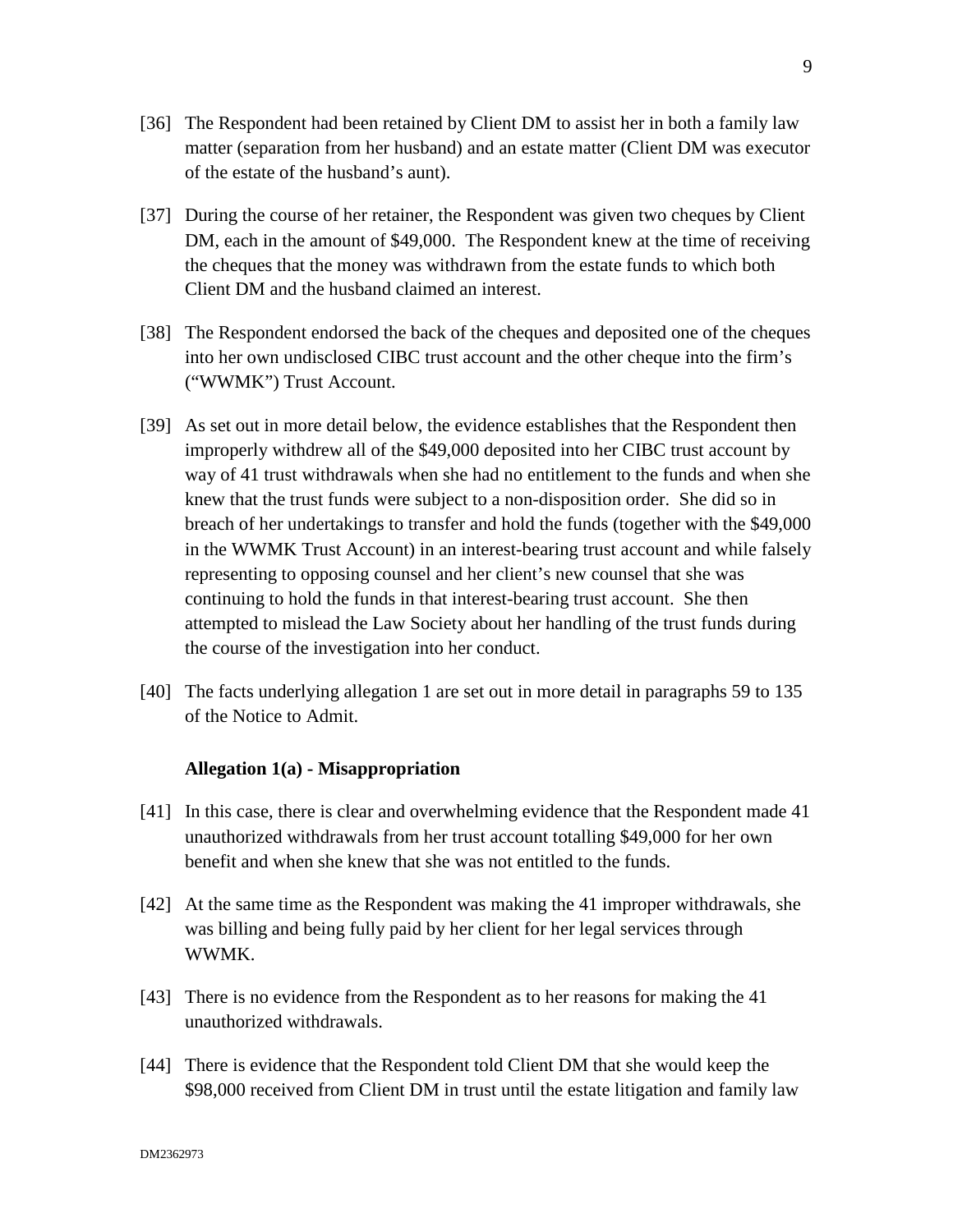[36] The Respondent had been retained by Client DM to assist her in both a family law matter (separation from her husband) and an estate matter (Client DM was executor of the estate of the husband's aunt).

[37] During the course of her retainer, the Respondent was given two cheques by Client DM, each in the amount of $49,000. The Respondent knew at the time of receiving the cheques that the money was withdrawn from the estate funds to which both Client DM and the husband claimed an interest.

[38] The Respondent endorsed the back of the cheques and deposited one of the cheques into her own undisclosed CIBC trust account and the other cheque into the firm's ("WWMK") Trust Account.

[39] As set out in more detail below, the evidence establishes that the Respondent then improperly withdrew all of the $49,000 deposited into her CIBC trust account by way of 41 trust withdrawals when she had no entitlement to the funds and when she knew that the trust funds were subject to a non-disposition order. She did so in breach of her undertakings to transfer and hold the funds (together with the $49,000 in the WWMK Trust Account) in an interest-bearing trust account and while falsely representing to opposing counsel and her client's new counsel that she was continuing to hold the funds in that interest-bearing trust account. She then attempted to mislead the Law Society about her handling of the trust funds during the course of the investigation into her conduct.

[40] The facts underlying allegation 1 are set out in more detail in paragraphs 59 to 135 of the Notice to Admit.

**Allegation 1(a) - Misappropriation**

[41] In this case, there is clear and overwhelming evidence that the Respondent made 41 unauthorized withdrawals from her trust account totalling $49,000 for her own benefit and when she knew that she was not entitled to the funds.

[42] At the same time as the Respondent was making the 41 improper withdrawals, she was billing and being fully paid by her client for her legal services through WWMK.

[43] There is no evidence from the Respondent as to her reasons for making the 41 unauthorized withdrawals.

[44] There is evidence that the Respondent told Client DM that she would keep the $98,000 received from Client DM in trust until the estate litigation and family law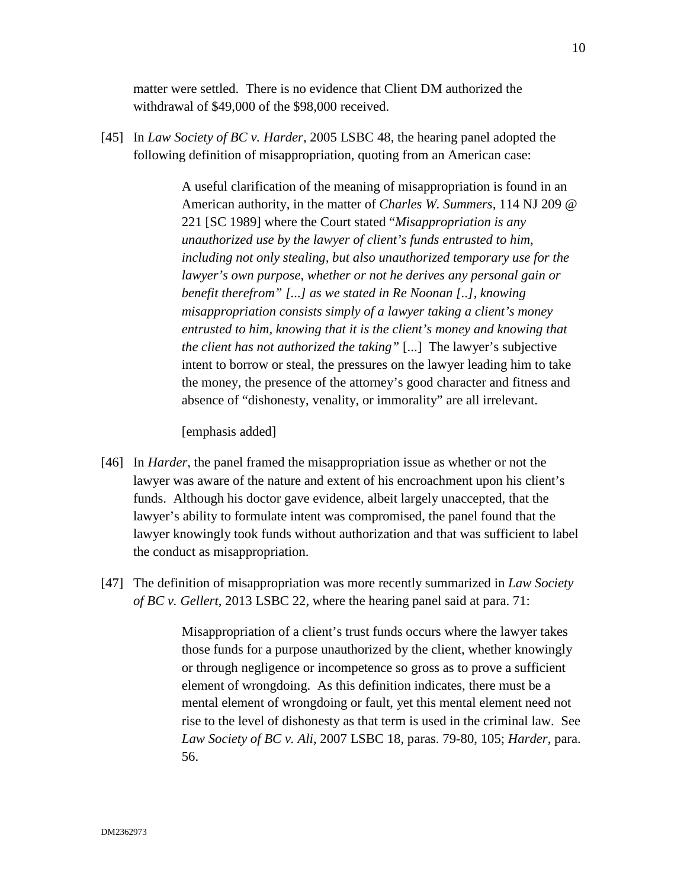matter were settled. There is no evidence that Client DM authorized the withdrawal of $49,000 of the $98,000 received.

[45] In *Law Society of BC v. Harder*, 2005 LSBC 48, the hearing panel adopted the following definition of misappropriation, quoting from an American case:

> A useful clarification of the meaning of misappropriation is found in an American authority, in the matter of *Charles W. Summers*, 114 NJ 209 @ 221 [SC 1989] where the Court stated "*Misappropriation is any unauthorized use by the lawyer of client's funds entrusted to him, including not only stealing, but also unauthorized temporary use for the lawyer's own purpose, whether or not he derives any personal gain or benefit therefrom" [...] as we stated in Re Noonan [..], knowing misappropriation consists simply of a lawyer taking a client's money entrusted to him, knowing that it is the client's money and knowing that the client has not authorized the taking"* [...] The lawyer's subjective intent to borrow or steal, the pressures on the lawyer leading him to take the money, the presence of the attorney's good character and fitness and absence of "dishonesty, venality, or immorality" are all irrelevant.
>
> [emphasis added]

[46] In *Harder*, the panel framed the misappropriation issue as whether or not the lawyer was aware of the nature and extent of his encroachment upon his client's funds. Although his doctor gave evidence, albeit largely unaccepted, that the lawyer's ability to formulate intent was compromised, the panel found that the lawyer knowingly took funds without authorization and that was sufficient to label the conduct as misappropriation.

[47] The definition of misappropriation was more recently summarized in *Law Society of BC v. Gellert*, 2013 LSBC 22, where the hearing panel said at para. 71:

> Misappropriation of a client's trust funds occurs where the lawyer takes those funds for a purpose unauthorized by the client, whether knowingly or through negligence or incompetence so gross as to prove a sufficient element of wrongdoing. As this definition indicates, there must be a mental element of wrongdoing or fault, yet this mental element need not rise to the level of dishonesty as that term is used in the criminal law. See *Law Society of BC v. Ali*, 2007 LSBC 18, paras. 79-80, 105; *Harder*, para. 56.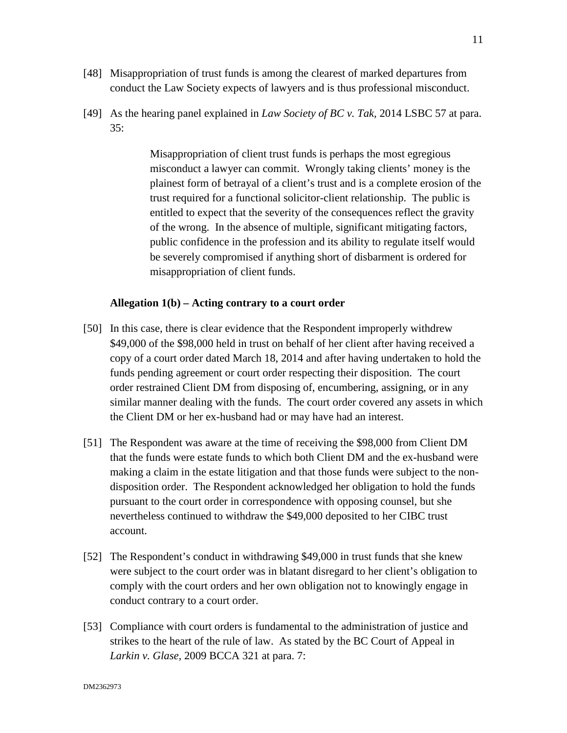[48] Misappropriation of trust funds is among the clearest of marked departures from conduct the Law Society expects of lawyers and is thus professional misconduct.

[49] As the hearing panel explained in *Law Society of BC v. Tak*, 2014 LSBC 57 at para. 35:

> Misappropriation of client trust funds is perhaps the most egregious misconduct a lawyer can commit. Wrongly taking clients' money is the plainest form of betrayal of a client's trust and is a complete erosion of the trust required for a functional solicitor-client relationship. The public is entitled to expect that the severity of the consequences reflect the gravity of the wrong. In the absence of multiple, significant mitigating factors, public confidence in the profession and its ability to regulate itself would be severely compromised if anything short of disbarment is ordered for misappropriation of client funds.

**Allegation 1(b) – Acting contrary to a court order**

[50] In this case, there is clear evidence that the Respondent improperly withdrew $49,000 of the $98,000 held in trust on behalf of her client after having received a copy of a court order dated March 18, 2014 and after having undertaken to hold the funds pending agreement or court order respecting their disposition. The court order restrained Client DM from disposing of, encumbering, assigning, or in any similar manner dealing with the funds. The court order covered any assets in which the Client DM or her ex-husband had or may have had an interest.

[51] The Respondent was aware at the time of receiving the $98,000 from Client DM that the funds were estate funds to which both Client DM and the ex-husband were making a claim in the estate litigation and that those funds were subject to the non-disposition order. The Respondent acknowledged her obligation to hold the funds pursuant to the court order in correspondence with opposing counsel, but she nevertheless continued to withdraw the $49,000 deposited to her CIBC trust account.

[52] The Respondent's conduct in withdrawing $49,000 in trust funds that she knew were subject to the court order was in blatant disregard to her client's obligation to comply with the court orders and her own obligation not to knowingly engage in conduct contrary to a court order.

[53] Compliance with court orders is fundamental to the administration of justice and strikes to the heart of the rule of law. As stated by the BC Court of Appeal in *Larkin v. Glase*, 2009 BCCA 321 at para. 7: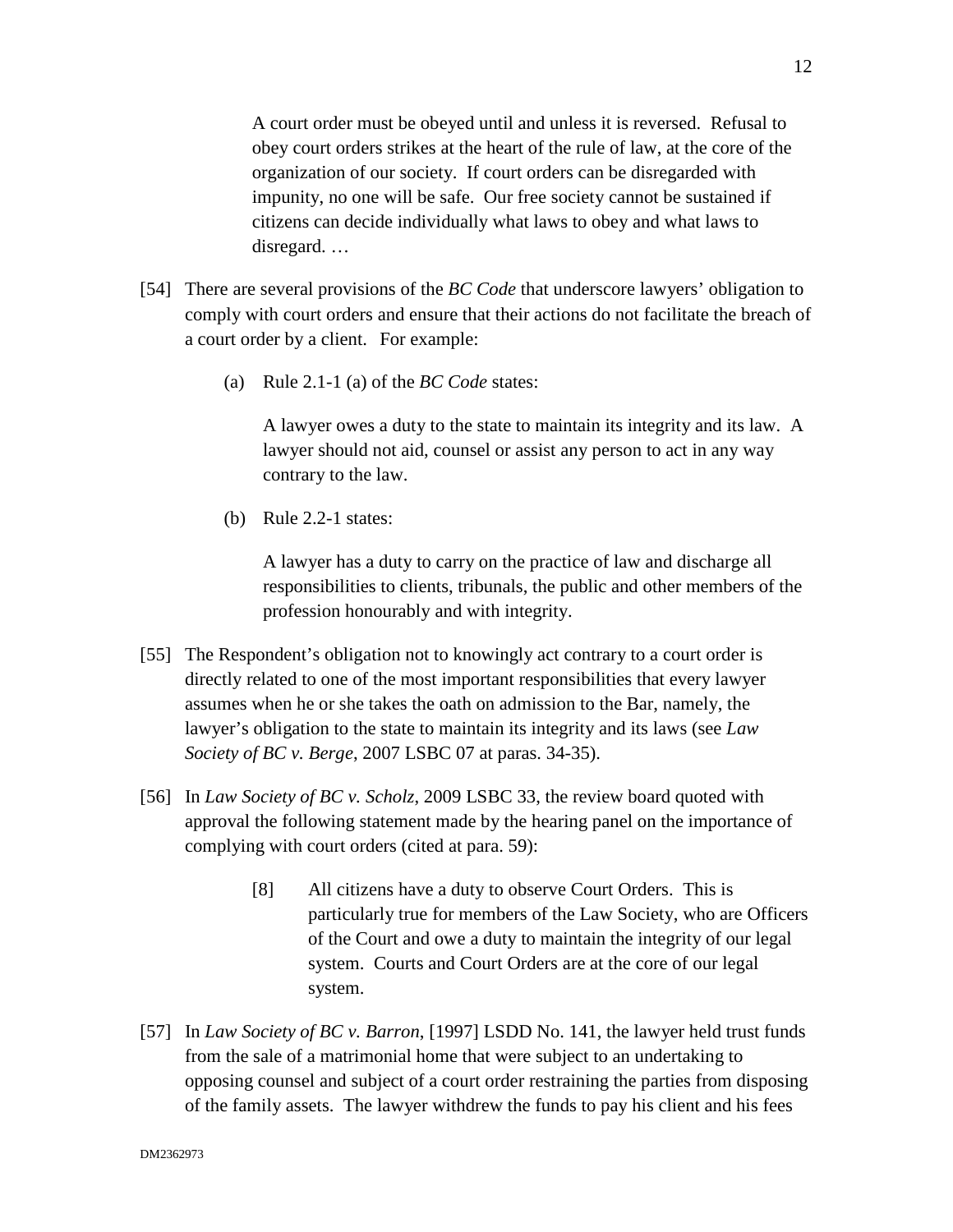> A court order must be obeyed until and unless it is reversed. Refusal to obey court orders strikes at the heart of the rule of law, at the core of the organization of our society. If court orders can be disregarded with impunity, no one will be safe. Our free society cannot be sustained if citizens can decide individually what laws to obey and what laws to disregard. …

[54] There are several provisions of the *BC Code* that underscore lawyers' obligation to comply with court orders and ensure that their actions do not facilitate the breach of a court order by a client. For example:

(a) Rule 2.1-1 (a) of the *BC Code* states:

> A lawyer owes a duty to the state to maintain its integrity and its law. A lawyer should not aid, counsel or assist any person to act in any way contrary to the law.

(b) Rule 2.2-1 states:

> A lawyer has a duty to carry on the practice of law and discharge all responsibilities to clients, tribunals, the public and other members of the profession honourably and with integrity.

[55] The Respondent's obligation not to knowingly act contrary to a court order is directly related to one of the most important responsibilities that every lawyer assumes when he or she takes the oath on admission to the Bar, namely, the lawyer's obligation to the state to maintain its integrity and its laws (see *Law Society of BC v. Berge*, 2007 LSBC 07 at paras. 34-35).

[56] In *Law Society of BC v. Scholz*, 2009 LSBC 33, the review board quoted with approval the following statement made by the hearing panel on the importance of complying with court orders (cited at para. 59):

> [8] All citizens have a duty to observe Court Orders. This is particularly true for members of the Law Society, who are Officers of the Court and owe a duty to maintain the integrity of our legal system. Courts and Court Orders are at the core of our legal system.

[57] In *Law Society of BC v. Barron*, [1997] LSDD No. 141, the lawyer held trust funds from the sale of a matrimonial home that were subject to an undertaking to opposing counsel and subject of a court order restraining the parties from disposing of the family assets. The lawyer withdrew the funds to pay his client and his fees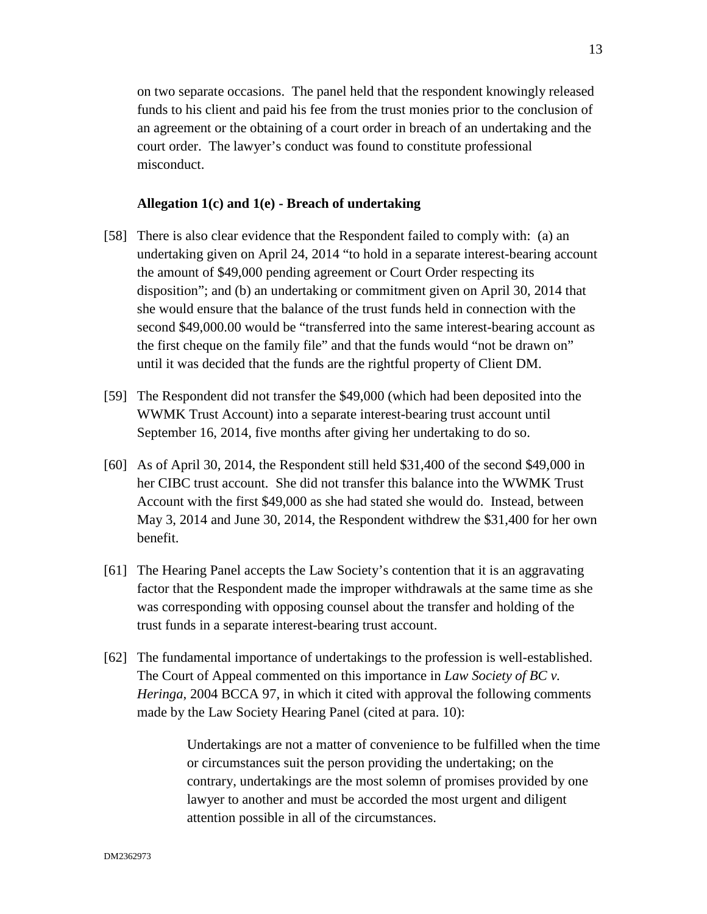on two separate occasions. The panel held that the respondent knowingly released funds to his client and paid his fee from the trust monies prior to the conclusion of an agreement or the obtaining of a court order in breach of an undertaking and the court order. The lawyer's conduct was found to constitute professional misconduct.

**Allegation 1(c) and 1(e) - Breach of undertaking**

[58] There is also clear evidence that the Respondent failed to comply with: (a) an undertaking given on April 24, 2014 "to hold in a separate interest-bearing account the amount of $49,000 pending agreement or Court Order respecting its disposition"; and (b) an undertaking or commitment given on April 30, 2014 that she would ensure that the balance of the trust funds held in connection with the second $49,000.00 would be "transferred into the same interest-bearing account as the first cheque on the family file" and that the funds would "not be drawn on" until it was decided that the funds are the rightful property of Client DM.

[59] The Respondent did not transfer the $49,000 (which had been deposited into the WWMK Trust Account) into a separate interest-bearing trust account until September 16, 2014, five months after giving her undertaking to do so.

[60] As of April 30, 2014, the Respondent still held $31,400 of the second $49,000 in her CIBC trust account. She did not transfer this balance into the WWMK Trust Account with the first $49,000 as she had stated she would do. Instead, between May 3, 2014 and June 30, 2014, the Respondent withdrew the $31,400 for her own benefit.

[61] The Hearing Panel accepts the Law Society's contention that it is an aggravating factor that the Respondent made the improper withdrawals at the same time as she was corresponding with opposing counsel about the transfer and holding of the trust funds in a separate interest-bearing trust account.

[62] The fundamental importance of undertakings to the profession is well-established. The Court of Appeal commented on this importance in *Law Society of BC v. Heringa*, 2004 BCCA 97, in which it cited with approval the following comments made by the Law Society Hearing Panel (cited at para. 10):

> Undertakings are not a matter of convenience to be fulfilled when the time or circumstances suit the person providing the undertaking; on the contrary, undertakings are the most solemn of promises provided by one lawyer to another and must be accorded the most urgent and diligent attention possible in all of the circumstances.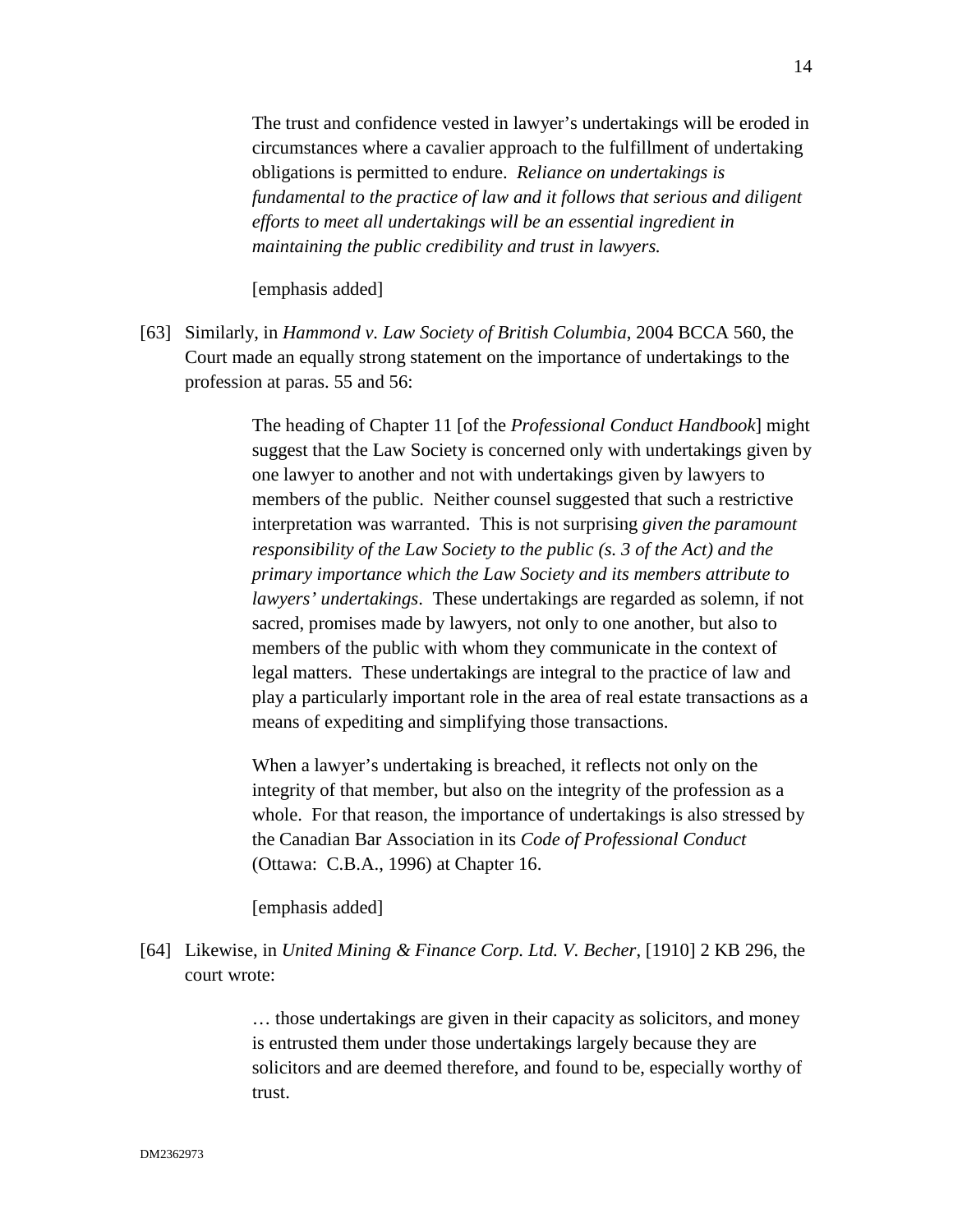> The trust and confidence vested in lawyer's undertakings will be eroded in circumstances where a cavalier approach to the fulfillment of undertaking obligations is permitted to endure. *Reliance on undertakings is fundamental to the practice of law and it follows that serious and diligent efforts to meet all undertakings will be an essential ingredient in maintaining the public credibility and trust in lawyers.*
>
> [emphasis added]

[63] Similarly, in *Hammond v. Law Society of British Columbia*, 2004 BCCA 560, the Court made an equally strong statement on the importance of undertakings to the profession at paras. 55 and 56:

> The heading of Chapter 11 [of the *Professional Conduct Handbook*] might suggest that the Law Society is concerned only with undertakings given by one lawyer to another and not with undertakings given by lawyers to members of the public. Neither counsel suggested that such a restrictive interpretation was warranted. This is not surprising *given the paramount responsibility of the Law Society to the public (s. 3 of the Act) and the primary importance which the Law Society and its members attribute to lawyers' undertakings*. These undertakings are regarded as solemn, if not sacred, promises made by lawyers, not only to one another, but also to members of the public with whom they communicate in the context of legal matters. These undertakings are integral to the practice of law and play a particularly important role in the area of real estate transactions as a means of expediting and simplifying those transactions.
>
> When a lawyer's undertaking is breached, it reflects not only on the integrity of that member, but also on the integrity of the profession as a whole. For that reason, the importance of undertakings is also stressed by the Canadian Bar Association in its *Code of Professional Conduct* (Ottawa: C.B.A., 1996) at Chapter 16.
>
> [emphasis added]

[64] Likewise, in *United Mining & Finance Corp. Ltd. V. Becher*, [1910] 2 KB 296, the court wrote:

> … those undertakings are given in their capacity as solicitors, and money is entrusted them under those undertakings largely because they are solicitors and are deemed therefore, and found to be, especially worthy of trust.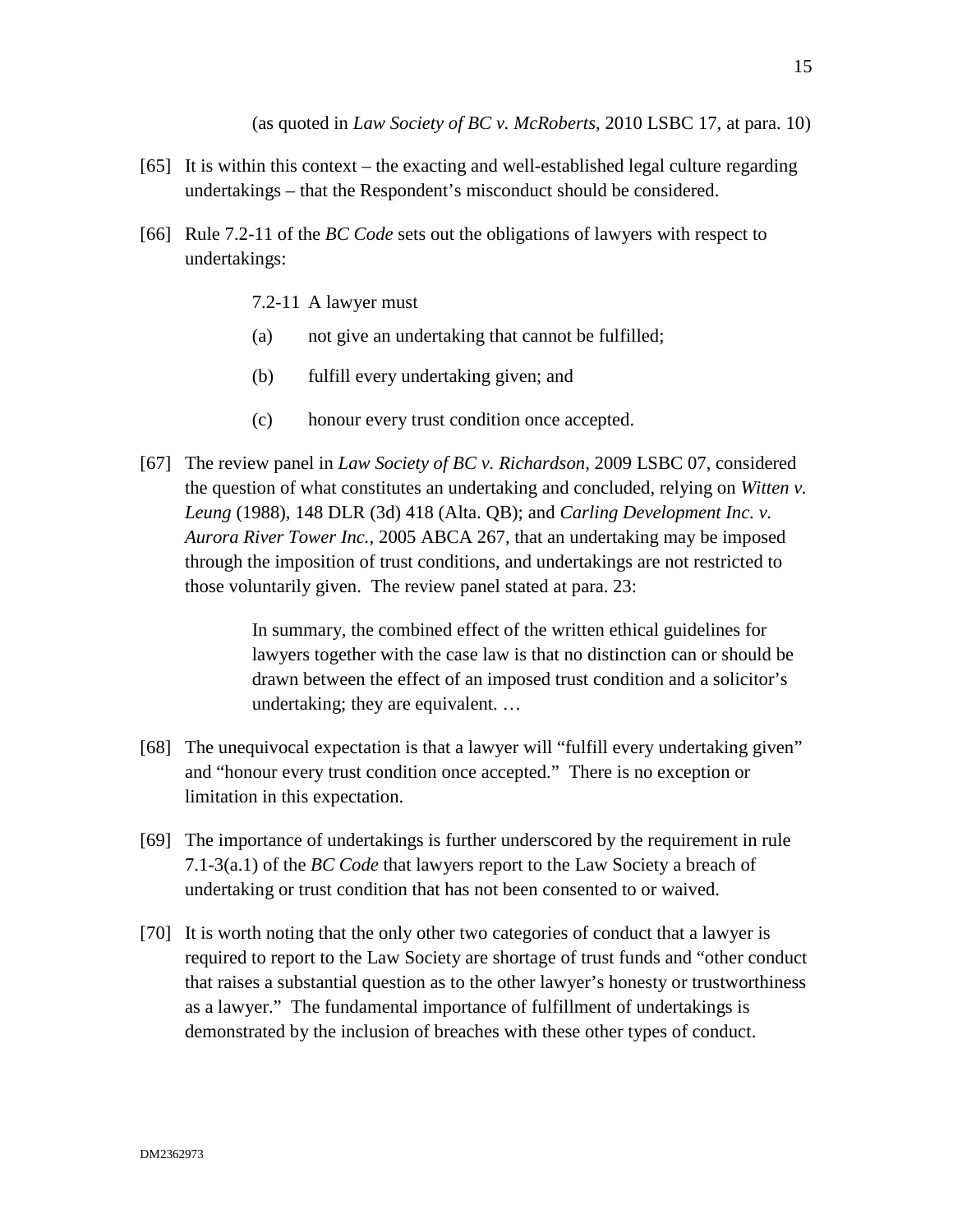(as quoted in *Law Society of BC v. McRoberts*, 2010 LSBC 17, at para. 10)

[65] It is within this context – the exacting and well-established legal culture regarding undertakings – that the Respondent's misconduct should be considered.

[66] Rule 7.2-11 of the *BC Code* sets out the obligations of lawyers with respect to undertakings:

> 7.2-11 A lawyer must
>
> (a) not give an undertaking that cannot be fulfilled;
>
> (b) fulfill every undertaking given; and
>
> (c) honour every trust condition once accepted.

[67] The review panel in *Law Society of BC v. Richardson*, 2009 LSBC 07, considered the question of what constitutes an undertaking and concluded, relying on *Witten v. Leung* (1988), 148 DLR (3d) 418 (Alta. QB); and *Carling Development Inc. v. Aurora River Tower Inc.*, 2005 ABCA 267, that an undertaking may be imposed through the imposition of trust conditions, and undertakings are not restricted to those voluntarily given. The review panel stated at para. 23:

> In summary, the combined effect of the written ethical guidelines for lawyers together with the case law is that no distinction can or should be drawn between the effect of an imposed trust condition and a solicitor's undertaking; they are equivalent. …

[68] The unequivocal expectation is that a lawyer will "fulfill every undertaking given" and "honour every trust condition once accepted." There is no exception or limitation in this expectation.

[69] The importance of undertakings is further underscored by the requirement in rule 7.1-3(a.1) of the *BC Code* that lawyers report to the Law Society a breach of undertaking or trust condition that has not been consented to or waived.

[70] It is worth noting that the only other two categories of conduct that a lawyer is required to report to the Law Society are shortage of trust funds and "other conduct that raises a substantial question as to the other lawyer's honesty or trustworthiness as a lawyer." The fundamental importance of fulfillment of undertakings is demonstrated by the inclusion of breaches with these other types of conduct.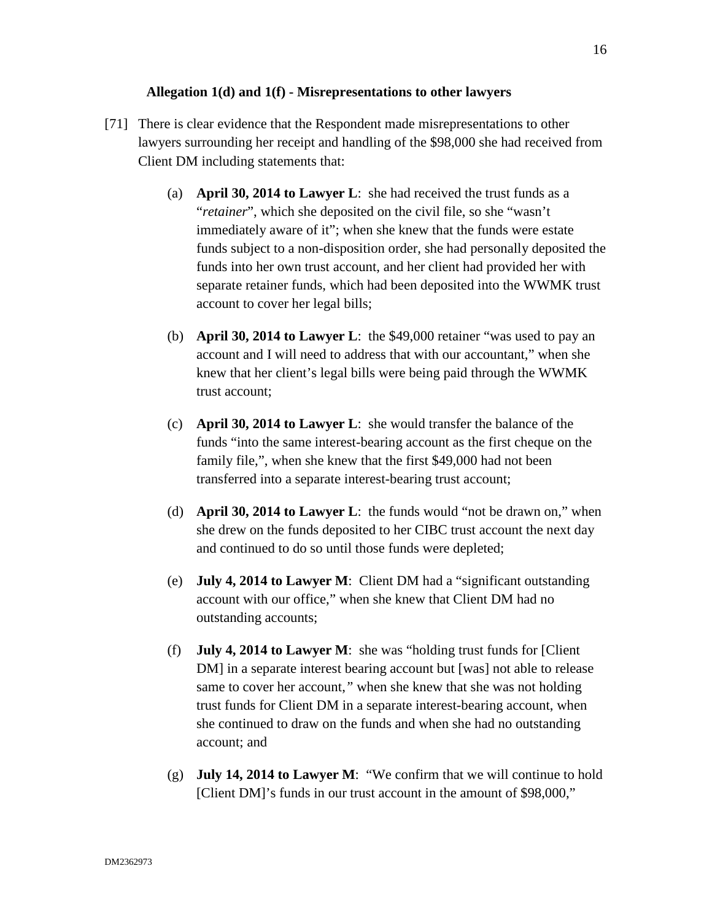**Allegation 1(d) and 1(f) - Misrepresentations to other lawyers**

[71] There is clear evidence that the Respondent made misrepresentations to other lawyers surrounding her receipt and handling of the $98,000 she had received from Client DM including statements that:

(a) **April 30, 2014 to Lawyer L**: she had received the trust funds as a "*retainer*", which she deposited on the civil file, so she "wasn't immediately aware of it"; when she knew that the funds were estate funds subject to a non-disposition order, she had personally deposited the funds into her own trust account, and her client had provided her with separate retainer funds, which had been deposited into the WWMK trust account to cover her legal bills;

(b) **April 30, 2014 to Lawyer L**: the $49,000 retainer "was used to pay an account and I will need to address that with our accountant," when she knew that her client's legal bills were being paid through the WWMK trust account;

(c) **April 30, 2014 to Lawyer L**: she would transfer the balance of the funds "into the same interest-bearing account as the first cheque on the family file,", when she knew that the first $49,000 had not been transferred into a separate interest-bearing trust account;

(d) **April 30, 2014 to Lawyer L**: the funds would "not be drawn on," when she drew on the funds deposited to her CIBC trust account the next day and continued to do so until those funds were depleted;

(e) **July 4, 2014 to Lawyer M**: Client DM had a "significant outstanding account with our office," when she knew that Client DM had no outstanding accounts;

(f) **July 4, 2014 to Lawyer M**: she was "holding trust funds for [Client DM] in a separate interest bearing account but [was] not able to release same to cover her account,*"* when she knew that she was not holding trust funds for Client DM in a separate interest-bearing account, when she continued to draw on the funds and when she had no outstanding account; and

(g) **July 14, 2014 to Lawyer M**: "We confirm that we will continue to hold [Client DM]'s funds in our trust account in the amount of $98,000,"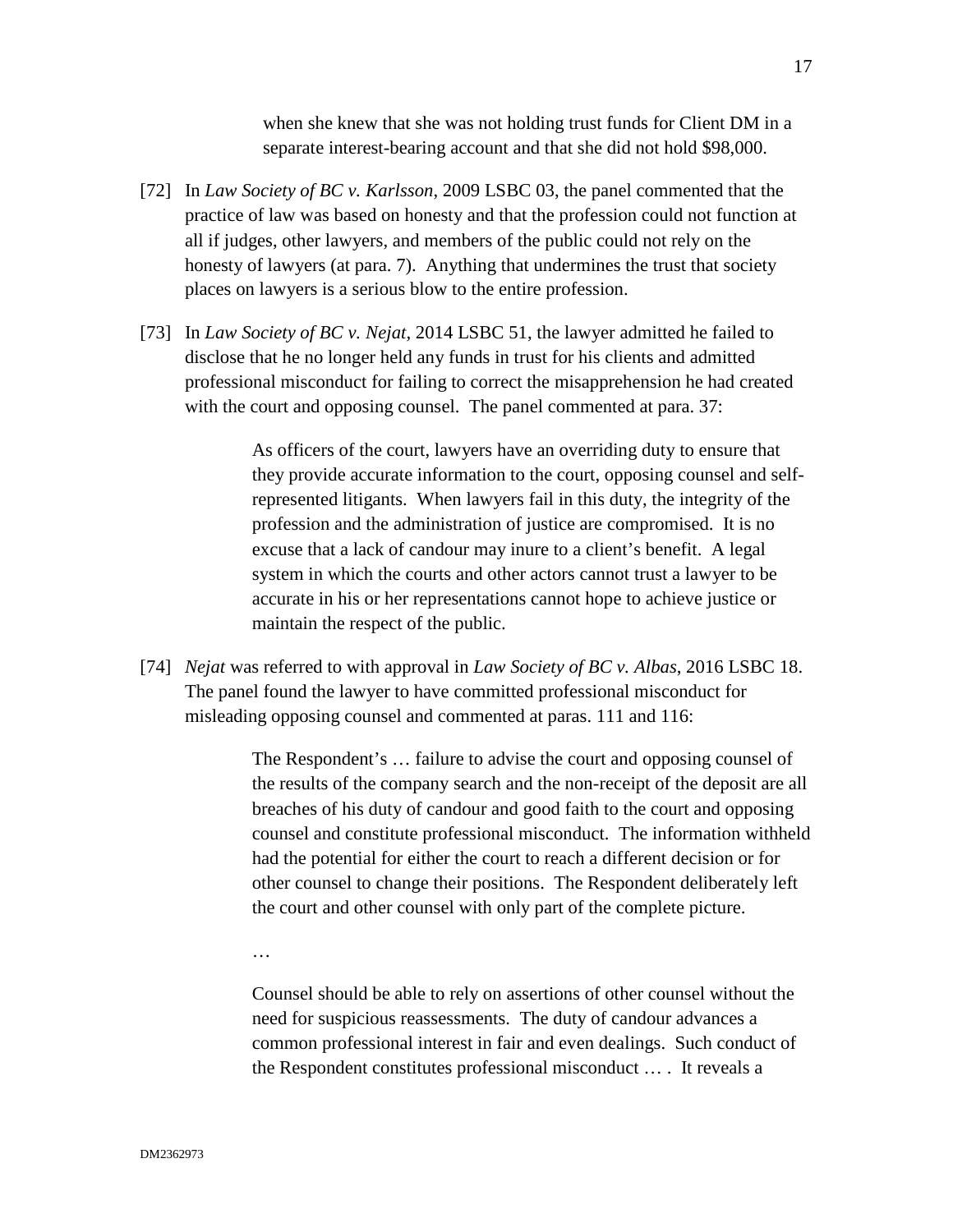> when she knew that she was not holding trust funds for Client DM in a separate interest-bearing account and that she did not hold $98,000.

[72] In *Law Society of BC v. Karlsson*, 2009 LSBC 03, the panel commented that the practice of law was based on honesty and that the profession could not function at all if judges, other lawyers, and members of the public could not rely on the honesty of lawyers (at para. 7). Anything that undermines the trust that society places on lawyers is a serious blow to the entire profession.

[73] In *Law Society of BC v. Nejat,* 2014 LSBC 51, the lawyer admitted he failed to disclose that he no longer held any funds in trust for his clients and admitted professional misconduct for failing to correct the misapprehension he had created with the court and opposing counsel. The panel commented at para. 37:

> As officers of the court, lawyers have an overriding duty to ensure that they provide accurate information to the court, opposing counsel and self-represented litigants. When lawyers fail in this duty, the integrity of the profession and the administration of justice are compromised. It is no excuse that a lack of candour may inure to a client's benefit. A legal system in which the courts and other actors cannot trust a lawyer to be accurate in his or her representations cannot hope to achieve justice or maintain the respect of the public.

[74] *Nejat* was referred to with approval in *Law Society of BC v. Albas*, 2016 LSBC 18. The panel found the lawyer to have committed professional misconduct for misleading opposing counsel and commented at paras. 111 and 116:

> The Respondent's … failure to advise the court and opposing counsel of the results of the company search and the non-receipt of the deposit are all breaches of his duty of candour and good faith to the court and opposing counsel and constitute professional misconduct. The information withheld had the potential for either the court to reach a different decision or for other counsel to change their positions. The Respondent deliberately left the court and other counsel with only part of the complete picture.
>
> …
>
> Counsel should be able to rely on assertions of other counsel without the need for suspicious reassessments. The duty of candour advances a common professional interest in fair and even dealings. Such conduct of the Respondent constitutes professional misconduct … . It reveals a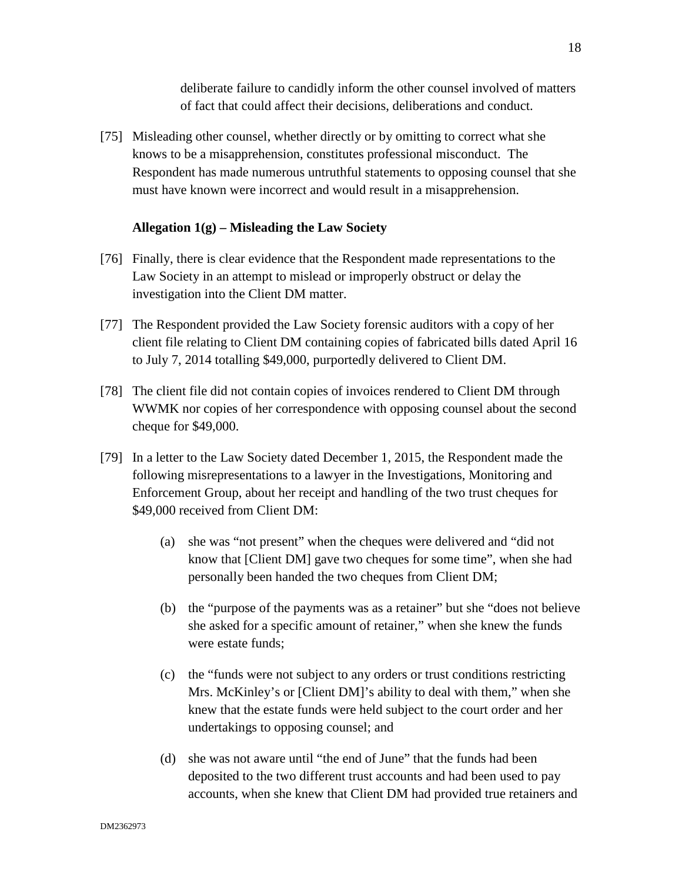deliberate failure to candidly inform the other counsel involved of matters of fact that could affect their decisions, deliberations and conduct.

[75] Misleading other counsel, whether directly or by omitting to correct what she knows to be a misapprehension, constitutes professional misconduct. The Respondent has made numerous untruthful statements to opposing counsel that she must have known were incorrect and would result in a misapprehension.

**Allegation 1(g) – Misleading the Law Society**

[76] Finally, there is clear evidence that the Respondent made representations to the Law Society in an attempt to mislead or improperly obstruct or delay the investigation into the Client DM matter.

[77] The Respondent provided the Law Society forensic auditors with a copy of her client file relating to Client DM containing copies of fabricated bills dated April 16 to July 7, 2014 totalling $49,000, purportedly delivered to Client DM.

[78] The client file did not contain copies of invoices rendered to Client DM through WWMK nor copies of her correspondence with opposing counsel about the second cheque for $49,000.

[79] In a letter to the Law Society dated December 1, 2015, the Respondent made the following misrepresentations to a lawyer in the Investigations, Monitoring and Enforcement Group, about her receipt and handling of the two trust cheques for $49,000 received from Client DM:

(a) she was "not present" when the cheques were delivered and "did not know that [Client DM] gave two cheques for some time", when she had personally been handed the two cheques from Client DM;

(b) the "purpose of the payments was as a retainer" but she "does not believe she asked for a specific amount of retainer," when she knew the funds were estate funds;

(c) the "funds were not subject to any orders or trust conditions restricting Mrs. McKinley's or [Client DM]'s ability to deal with them," when she knew that the estate funds were held subject to the court order and her undertakings to opposing counsel; and

(d) she was not aware until "the end of June" that the funds had been deposited to the two different trust accounts and had been used to pay accounts, when she knew that Client DM had provided true retainers and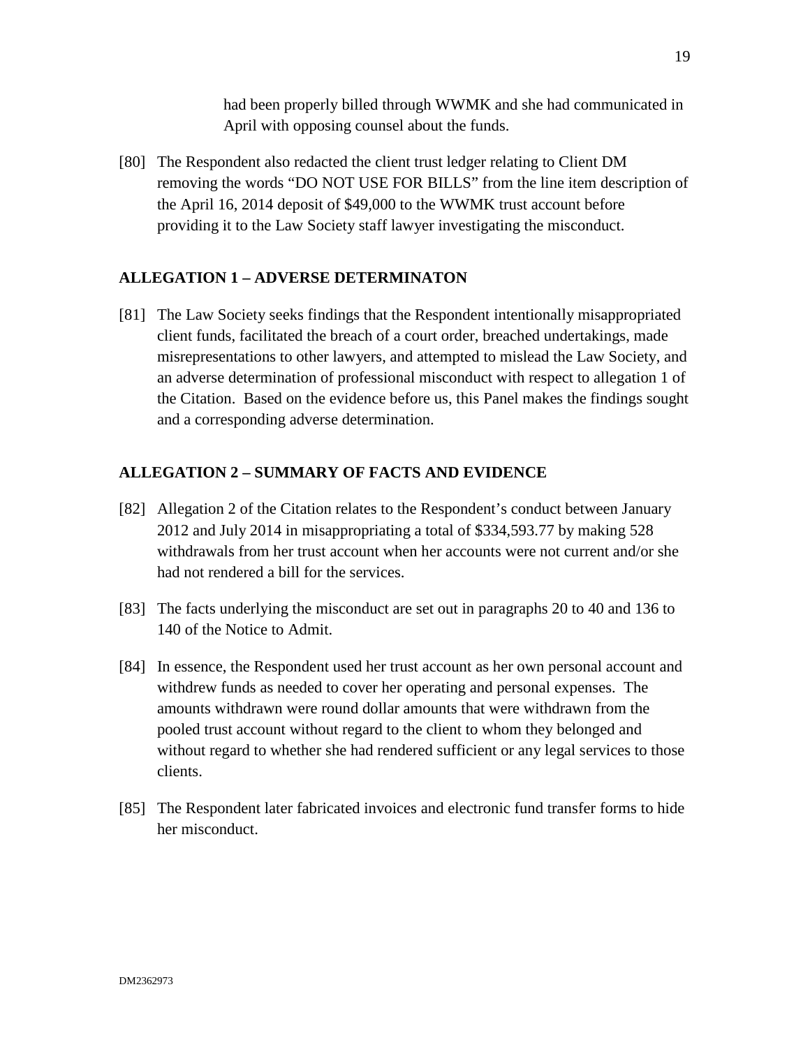had been properly billed through WWMK and she had communicated in April with opposing counsel about the funds.

[80] The Respondent also redacted the client trust ledger relating to Client DM removing the words "DO NOT USE FOR BILLS" from the line item description of the April 16, 2014 deposit of $49,000 to the WWMK trust account before providing it to the Law Society staff lawyer investigating the misconduct.

## ALLEGATION 1 – ADVERSE DETERMINATON

[81] The Law Society seeks findings that the Respondent intentionally misappropriated client funds, facilitated the breach of a court order, breached undertakings, made misrepresentations to other lawyers, and attempted to mislead the Law Society, and an adverse determination of professional misconduct with respect to allegation 1 of the Citation. Based on the evidence before us, this Panel makes the findings sought and a corresponding adverse determination.

## ALLEGATION 2 – SUMMARY OF FACTS AND EVIDENCE

[82] Allegation 2 of the Citation relates to the Respondent's conduct between January 2012 and July 2014 in misappropriating a total of $334,593.77 by making 528 withdrawals from her trust account when her accounts were not current and/or she had not rendered a bill for the services.

[83] The facts underlying the misconduct are set out in paragraphs 20 to 40 and 136 to 140 of the Notice to Admit.

[84] In essence, the Respondent used her trust account as her own personal account and withdrew funds as needed to cover her operating and personal expenses. The amounts withdrawn were round dollar amounts that were withdrawn from the pooled trust account without regard to the client to whom they belonged and without regard to whether she had rendered sufficient or any legal services to those clients.

[85] The Respondent later fabricated invoices and electronic fund transfer forms to hide her misconduct.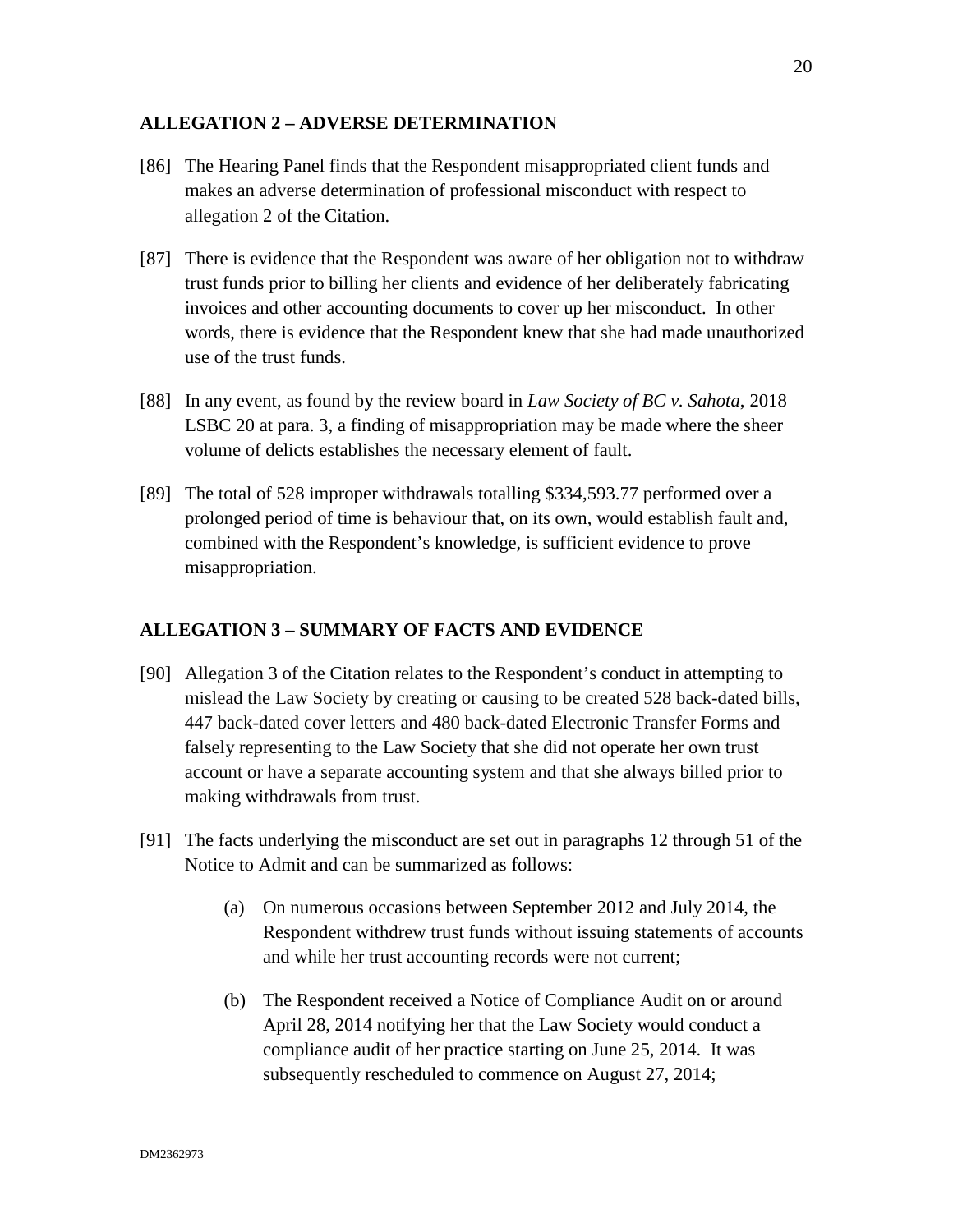## ALLEGATION 2 – ADVERSE DETERMINATION

[86] The Hearing Panel finds that the Respondent misappropriated client funds and makes an adverse determination of professional misconduct with respect to allegation 2 of the Citation.

[87] There is evidence that the Respondent was aware of her obligation not to withdraw trust funds prior to billing her clients and evidence of her deliberately fabricating invoices and other accounting documents to cover up her misconduct. In other words, there is evidence that the Respondent knew that she had made unauthorized use of the trust funds.

[88] In any event, as found by the review board in *Law Society of BC v. Sahota*, 2018 LSBC 20 at para. 3, a finding of misappropriation may be made where the sheer volume of delicts establishes the necessary element of fault.

[89] The total of 528 improper withdrawals totalling $334,593.77 performed over a prolonged period of time is behaviour that, on its own, would establish fault and, combined with the Respondent's knowledge, is sufficient evidence to prove misappropriation.

## ALLEGATION 3 – SUMMARY OF FACTS AND EVIDENCE

[90] Allegation 3 of the Citation relates to the Respondent's conduct in attempting to mislead the Law Society by creating or causing to be created 528 back-dated bills, 447 back-dated cover letters and 480 back-dated Electronic Transfer Forms and falsely representing to the Law Society that she did not operate her own trust account or have a separate accounting system and that she always billed prior to making withdrawals from trust.

[91] The facts underlying the misconduct are set out in paragraphs 12 through 51 of the Notice to Admit and can be summarized as follows:

(a) On numerous occasions between September 2012 and July 2014, the Respondent withdrew trust funds without issuing statements of accounts and while her trust accounting records were not current;

(b) The Respondent received a Notice of Compliance Audit on or around April 28, 2014 notifying her that the Law Society would conduct a compliance audit of her practice starting on June 25, 2014. It was subsequently rescheduled to commence on August 27, 2014;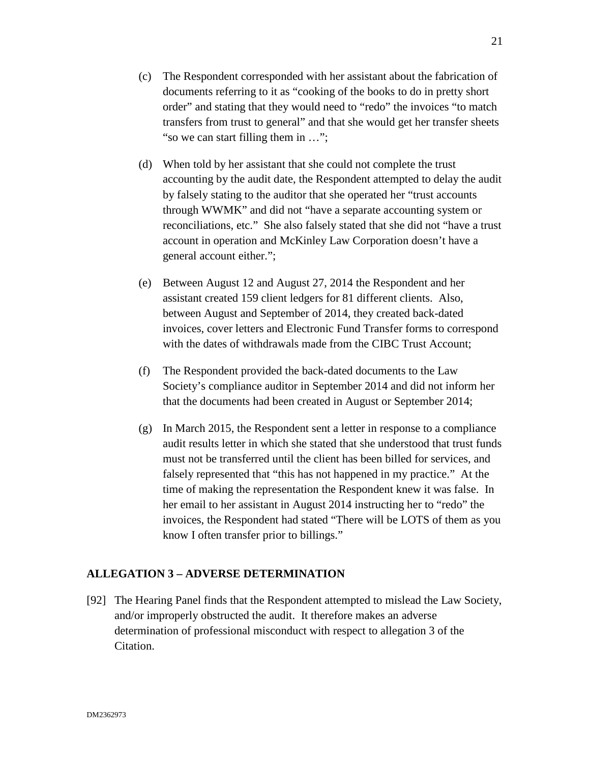(c) The Respondent corresponded with her assistant about the fabrication of documents referring to it as "cooking of the books to do in pretty short order" and stating that they would need to "redo" the invoices "to match transfers from trust to general" and that she would get her transfer sheets "so we can start filling them in …";

(d) When told by her assistant that she could not complete the trust accounting by the audit date, the Respondent attempted to delay the audit by falsely stating to the auditor that she operated her "trust accounts through WWMK" and did not "have a separate accounting system or reconciliations, etc." She also falsely stated that she did not "have a trust account in operation and McKinley Law Corporation doesn't have a general account either.";

(e) Between August 12 and August 27, 2014 the Respondent and her assistant created 159 client ledgers for 81 different clients. Also, between August and September of 2014, they created back-dated invoices, cover letters and Electronic Fund Transfer forms to correspond with the dates of withdrawals made from the CIBC Trust Account;

(f) The Respondent provided the back-dated documents to the Law Society's compliance auditor in September 2014 and did not inform her that the documents had been created in August or September 2014;

(g) In March 2015, the Respondent sent a letter in response to a compliance audit results letter in which she stated that she understood that trust funds must not be transferred until the client has been billed for services, and falsely represented that "this has not happened in my practice." At the time of making the representation the Respondent knew it was false. In her email to her assistant in August 2014 instructing her to "redo" the invoices, the Respondent had stated "There will be LOTS of them as you know I often transfer prior to billings."

## ALLEGATION 3 – ADVERSE DETERMINATION

[92] The Hearing Panel finds that the Respondent attempted to mislead the Law Society, and/or improperly obstructed the audit. It therefore makes an adverse determination of professional misconduct with respect to allegation 3 of the Citation.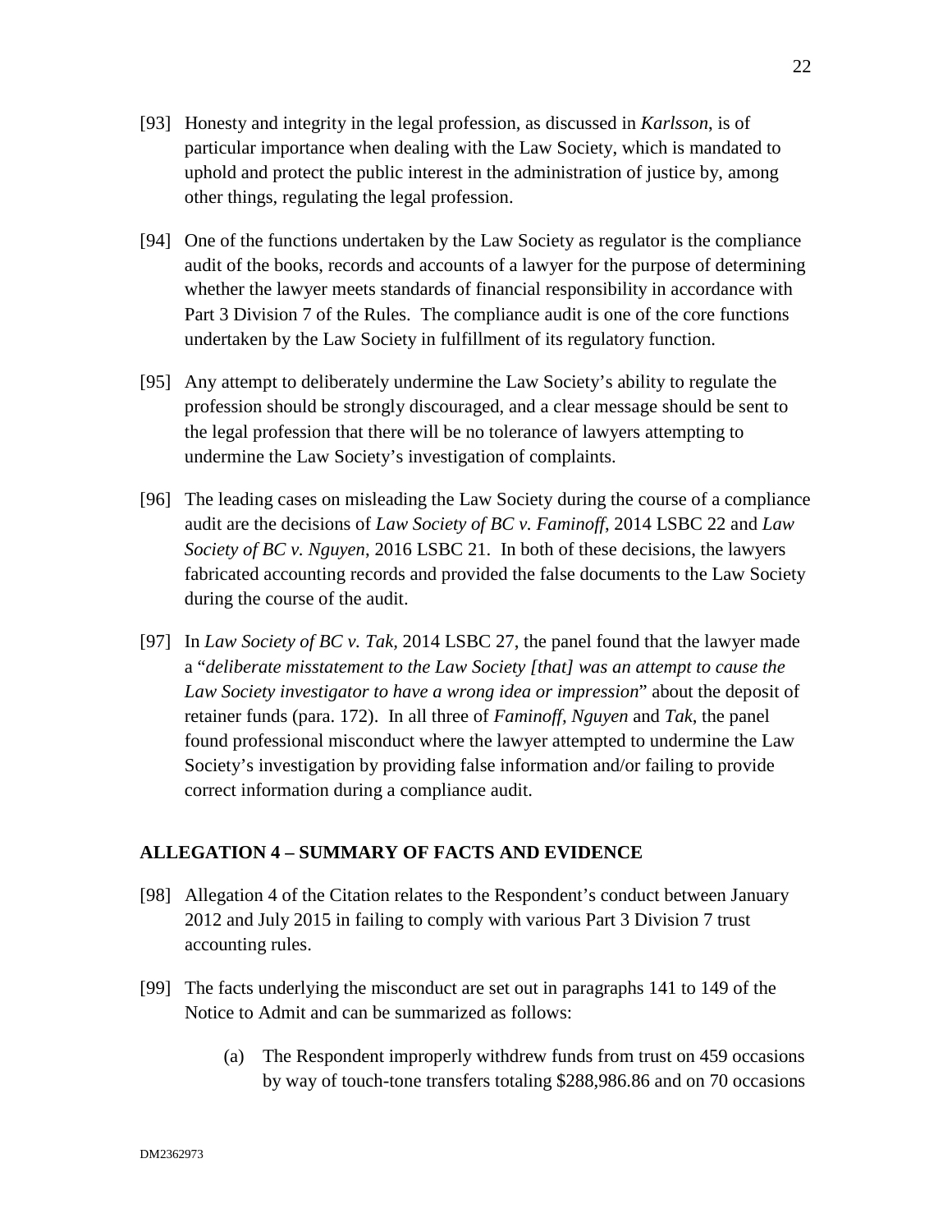[93] Honesty and integrity in the legal profession, as discussed in *Karlsson*, is of particular importance when dealing with the Law Society, which is mandated to uphold and protect the public interest in the administration of justice by, among other things, regulating the legal profession.

[94] One of the functions undertaken by the Law Society as regulator is the compliance audit of the books, records and accounts of a lawyer for the purpose of determining whether the lawyer meets standards of financial responsibility in accordance with Part 3 Division 7 of the Rules. The compliance audit is one of the core functions undertaken by the Law Society in fulfillment of its regulatory function.

[95] Any attempt to deliberately undermine the Law Society's ability to regulate the profession should be strongly discouraged, and a clear message should be sent to the legal profession that there will be no tolerance of lawyers attempting to undermine the Law Society's investigation of complaints.

[96] The leading cases on misleading the Law Society during the course of a compliance audit are the decisions of *Law Society of BC v. Faminoff*, 2014 LSBC 22 and *Law Society of BC v. Nguyen*, 2016 LSBC 21. In both of these decisions, the lawyers fabricated accounting records and provided the false documents to the Law Society during the course of the audit.

[97] In *Law Society of BC v. Tak*, 2014 LSBC 27, the panel found that the lawyer made a "*deliberate misstatement to the Law Society [that] was an attempt to cause the Law Society investigator to have a wrong idea or impression*" about the deposit of retainer funds (para. 172). In all three of *Faminoff*, *Nguyen* and *Tak*, the panel found professional misconduct where the lawyer attempted to undermine the Law Society's investigation by providing false information and/or failing to provide correct information during a compliance audit.

## ALLEGATION 4 – SUMMARY OF FACTS AND EVIDENCE

[98] Allegation 4 of the Citation relates to the Respondent's conduct between January 2012 and July 2015 in failing to comply with various Part 3 Division 7 trust accounting rules.

[99] The facts underlying the misconduct are set out in paragraphs 141 to 149 of the Notice to Admit and can be summarized as follows:

(a) The Respondent improperly withdrew funds from trust on 459 occasions by way of touch-tone transfers totaling $288,986.86 and on 70 occasions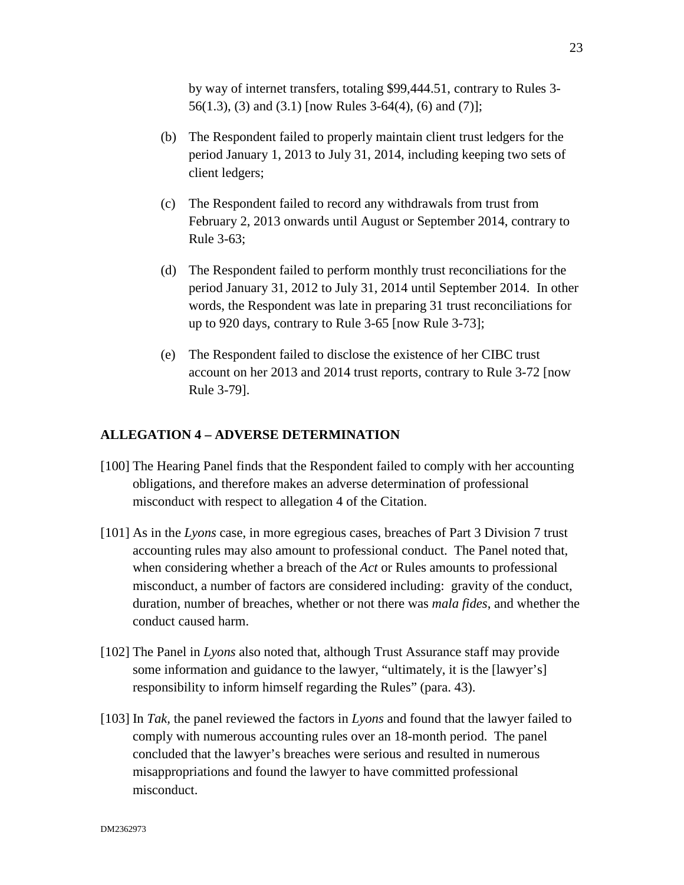by way of internet transfers, totaling $99,444.51, contrary to Rules 3-56(1.3), (3) and (3.1) [now Rules 3-64(4), (6) and (7)];

(b) The Respondent failed to properly maintain client trust ledgers for the period January 1, 2013 to July 31, 2014, including keeping two sets of client ledgers;

(c) The Respondent failed to record any withdrawals from trust from February 2, 2013 onwards until August or September 2014, contrary to Rule 3-63;

(d) The Respondent failed to perform monthly trust reconciliations for the period January 31, 2012 to July 31, 2014 until September 2014. In other words, the Respondent was late in preparing 31 trust reconciliations for up to 920 days, contrary to Rule 3-65 [now Rule 3-73];

(e) The Respondent failed to disclose the existence of her CIBC trust account on her 2013 and 2014 trust reports, contrary to Rule 3-72 [now Rule 3-79].

## ALLEGATION 4 – ADVERSE DETERMINATION

[100] The Hearing Panel finds that the Respondent failed to comply with her accounting obligations, and therefore makes an adverse determination of professional misconduct with respect to allegation 4 of the Citation.

[101] As in the *Lyons* case, in more egregious cases, breaches of Part 3 Division 7 trust accounting rules may also amount to professional conduct. The Panel noted that, when considering whether a breach of the *Act* or Rules amounts to professional misconduct, a number of factors are considered including: gravity of the conduct, duration, number of breaches, whether or not there was *mala fides*, and whether the conduct caused harm.

[102] The Panel in *Lyons* also noted that, although Trust Assurance staff may provide some information and guidance to the lawyer, "ultimately, it is the [lawyer's] responsibility to inform himself regarding the Rules" (para. 43).

[103] In *Tak,* the panel reviewed the factors in *Lyons* and found that the lawyer failed to comply with numerous accounting rules over an 18-month period. The panel concluded that the lawyer's breaches were serious and resulted in numerous misappropriations and found the lawyer to have committed professional misconduct.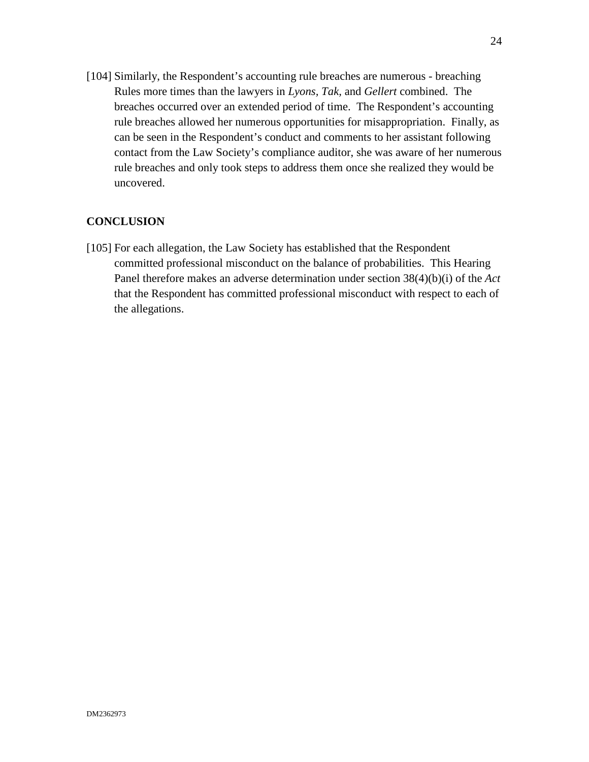[104] Similarly, the Respondent's accounting rule breaches are numerous - breaching Rules more times than the lawyers in *Lyons, Tak,* and *Gellert* combined. The breaches occurred over an extended period of time. The Respondent's accounting rule breaches allowed her numerous opportunities for misappropriation. Finally, as can be seen in the Respondent's conduct and comments to her assistant following contact from the Law Society's compliance auditor, she was aware of her numerous rule breaches and only took steps to address them once she realized they would be uncovered.

## CONCLUSION

[105] For each allegation, the Law Society has established that the Respondent committed professional misconduct on the balance of probabilities. This Hearing Panel therefore makes an adverse determination under section 38(4)(b)(i) of the *Act* that the Respondent has committed professional misconduct with respect to each of the allegations.

DM2362973